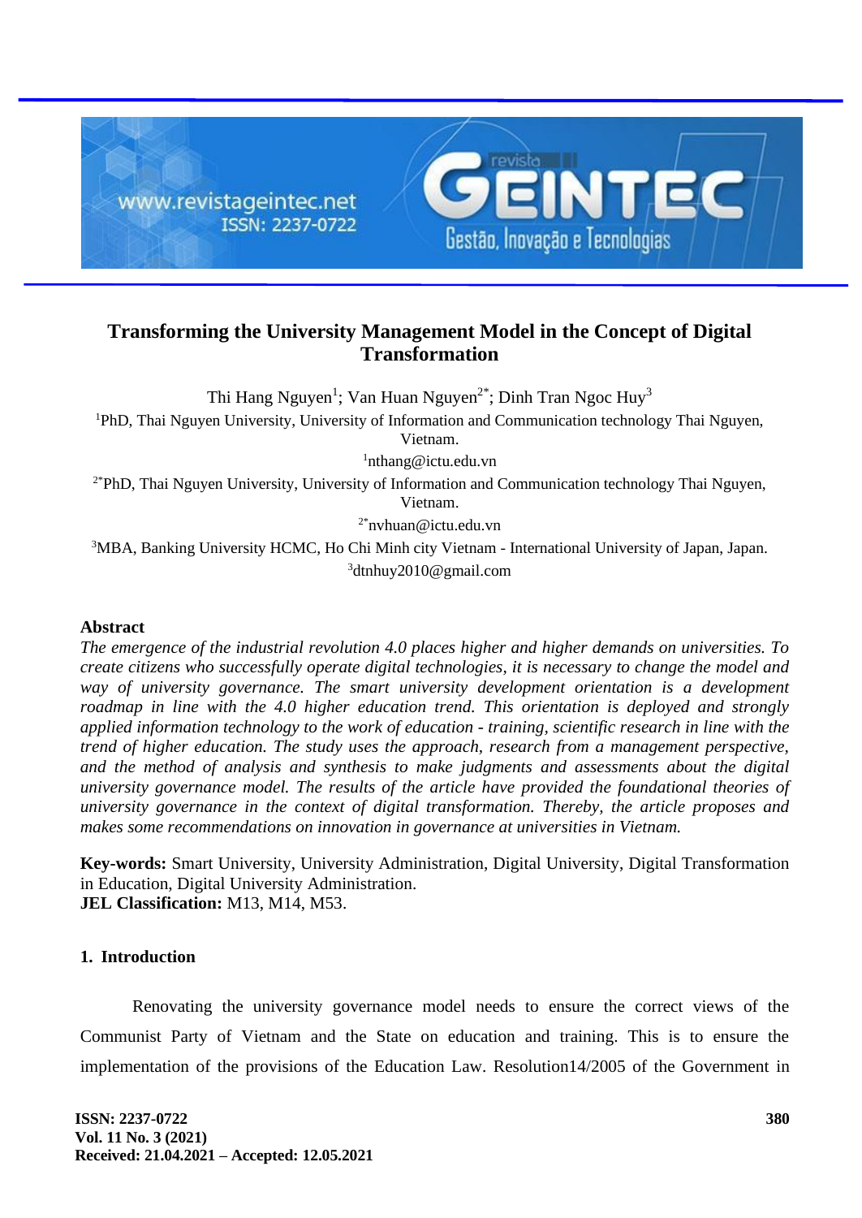# Transforming the University Management Model in the Concept of Digital Transformation

Thi Hang Nguyen[1]; Van Huan Nguyen[2*]; Dinh Tran Ngoc Huy[3]

[1]PhD, Thai Nguyen University, University of Information and Communication technology Thai Nguyen, Vietnam.

[1]nthang@ictu.edu.vn

[2*]PhD, Thai Nguyen University, University of Information and Communication technology Thai Nguyen, Vietnam.

[2*]nvhuan@ictu.edu.vn

[3]MBA, Banking University HCMC, Ho Chi Minh city Vietnam - International University of Japan, Japan.

[3]dtnhuy2010@gmail.com

## Abstract

*The emergence of the industrial revolution 4.0 places higher and higher demands on universities. To create citizens who successfully operate digital technologies, it is necessary to change the model and way of university governance. The smart university development orientation is a development roadmap in line with the 4.0 higher education trend. This orientation is deployed and strongly applied information technology to the work of education - training, scientific research in line with the trend of higher education. The study uses the approach, research from a management perspective, and the method of analysis and synthesis to make judgments and assessments about the digital university governance model. The results of the article have provided the foundational theories of university governance in the context of digital transformation. Thereby, the article proposes and makes some recommendations on innovation in governance at universities in Vietnam.*

**Key-words:** Smart University, University Administration, Digital University, Digital Transformation in Education, Digital University Administration.

**JEL Classification:** M13, M14, M53.

## 1. Introduction

Renovating the university governance model needs to ensure the correct views of the Communist Party of Vietnam and the State on education and training. This is to ensure the implementation of the provisions of the Education Law. Resolution14/2005 of the Government in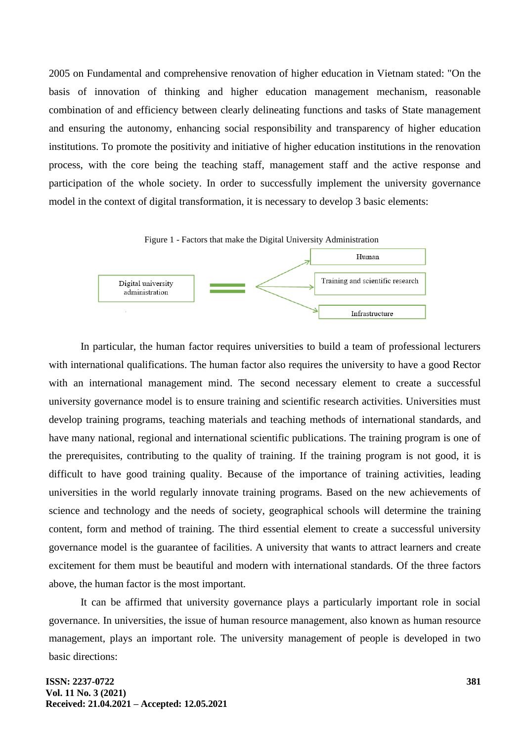2005 on Fundamental and comprehensive renovation of higher education in Vietnam stated: "On the basis of innovation of thinking and higher education management mechanism, reasonable combination of and efficiency between clearly delineating functions and tasks of State management and ensuring the autonomy, enhancing social responsibility and transparency of higher education institutions. To promote the positivity and initiative of higher education institutions in the renovation process, with the core being the teaching staff, management staff and the active response and participation of the whole society. In order to successfully implement the university governance model in the context of digital transformation, it is necessary to develop 3 basic elements:

Figure 1 - Factors that make the Digital University Administration

Digital university administration = Human; Training and scientific research; Infrastructure

In particular, the human factor requires universities to build a team of professional lecturers with international qualifications. The human factor also requires the university to have a good Rector with an international management mind. The second necessary element to create a successful university governance model is to ensure training and scientific research activities. Universities must develop training programs, teaching materials and teaching methods of international standards, and have many national, regional and international scientific publications. The training program is one of the prerequisites, contributing to the quality of training. If the training program is not good, it is difficult to have good training quality. Because of the importance of training activities, leading universities in the world regularly innovate training programs. Based on the new achievements of science and technology and the needs of society, geographical schools will determine the training content, form and method of training. The third essential element to create a successful university governance model is the guarantee of facilities. A university that wants to attract learners and create excitement for them must be beautiful and modern with international standards. Of the three factors above, the human factor is the most important.

It can be affirmed that university governance plays a particularly important role in social governance. In universities, the issue of human resource management, also known as human resource management, plays an important role. The university management of people is developed in two basic directions: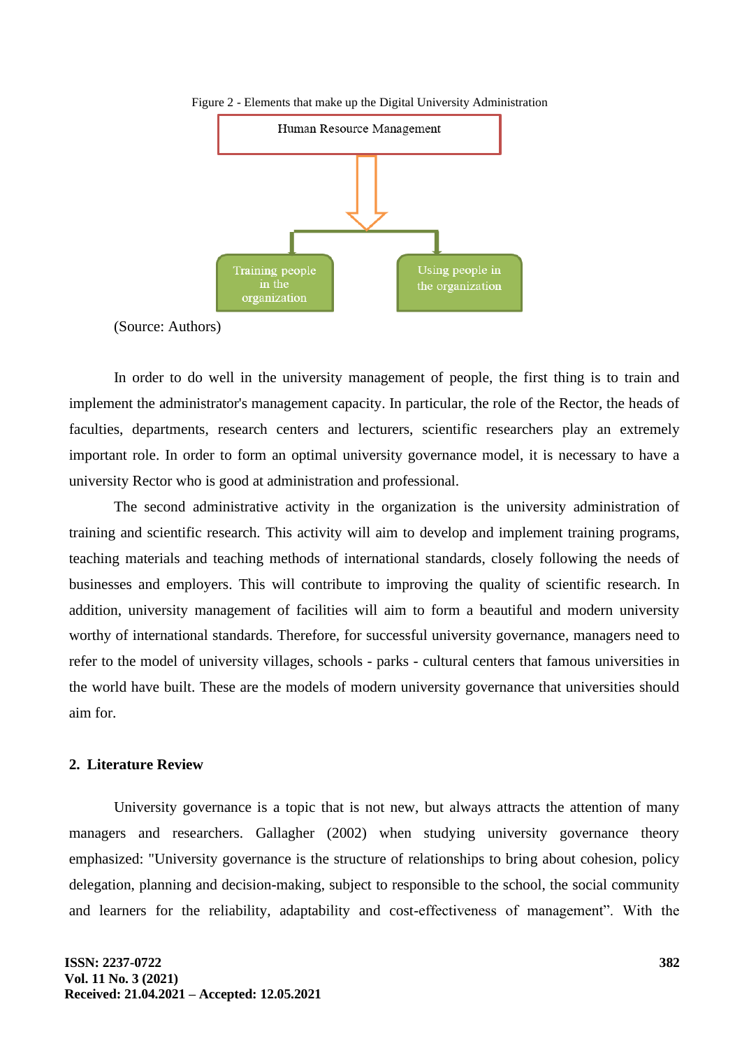Figure 2 - Elements that make up the Digital University Administration

Human Resource Management

Training people in the organization

Using people in the organization

(Source: Authors)

In order to do well in the university management of people, the first thing is to train and implement the administrator's management capacity. In particular, the role of the Rector, the heads of faculties, departments, research centers and lecturers, scientific researchers play an extremely important role. In order to form an optimal university governance model, it is necessary to have a university Rector who is good at administration and professional.

The second administrative activity in the organization is the university administration of training and scientific research. This activity will aim to develop and implement training programs, teaching materials and teaching methods of international standards, closely following the needs of businesses and employers. This will contribute to improving the quality of scientific research. In addition, university management of facilities will aim to form a beautiful and modern university worthy of international standards. Therefore, for successful university governance, managers need to refer to the model of university villages, schools - parks - cultural centers that famous universities in the world have built. These are the models of modern university governance that universities should aim for.

## 2. Literature Review

University governance is a topic that is not new, but always attracts the attention of many managers and researchers. Gallagher (2002) when studying university governance theory emphasized: "University governance is the structure of relationships to bring about cohesion, policy delegation, planning and decision-making, subject to responsible to the school, the social community and learners for the reliability, adaptability and cost-effectiveness of management". With the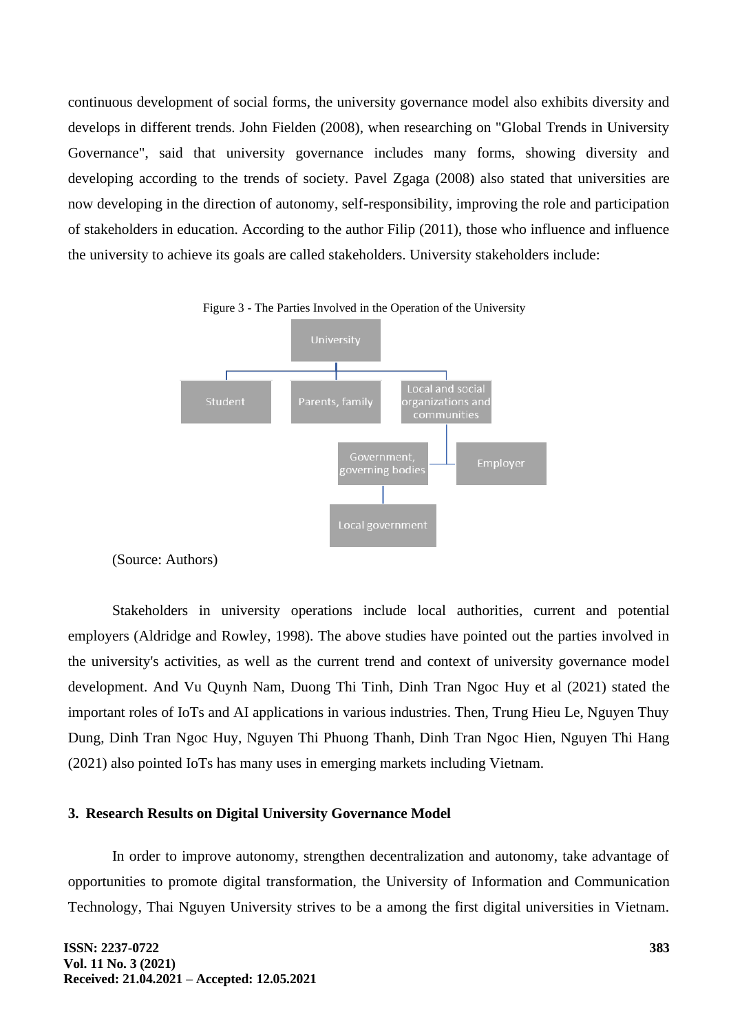continuous development of social forms, the university governance model also exhibits diversity and develops in different trends. John Fielden (2008), when researching on "Global Trends in University Governance", said that university governance includes many forms, showing diversity and developing according to the trends of society. Pavel Zgaga (2008) also stated that universities are now developing in the direction of autonomy, self-responsibility, improving the role and participation of stakeholders in education. According to the author Filip (2011), those who influence and influence the university to achieve its goals are called stakeholders. University stakeholders include:

Figure 3 - The Parties Involved in the Operation of the University

University

Student

Parents, family

Local and social organizations and communities

Government, governing bodies

Employer

Local government

(Source: Authors)

Stakeholders in university operations include local authorities, current and potential employers (Aldridge and Rowley, 1998). The above studies have pointed out the parties involved in the university's activities, as well as the current trend and context of university governance model development. And Vu Quynh Nam, Duong Thi Tinh, Dinh Tran Ngoc Huy et al (2021) stated the important roles of IoTs and AI applications in various industries. Then, Trung Hieu Le, Nguyen Thuy Dung, Dinh Tran Ngoc Huy, Nguyen Thi Phuong Thanh, Dinh Tran Ngoc Hien, Nguyen Thi Hang (2021) also pointed IoTs has many uses in emerging markets including Vietnam.

### 3. Research Results on Digital University Governance Model

In order to improve autonomy, strengthen decentralization and autonomy, take advantage of opportunities to promote digital transformation, the University of Information and Communication Technology, Thai Nguyen University strives to be a among the first digital universities in Vietnam.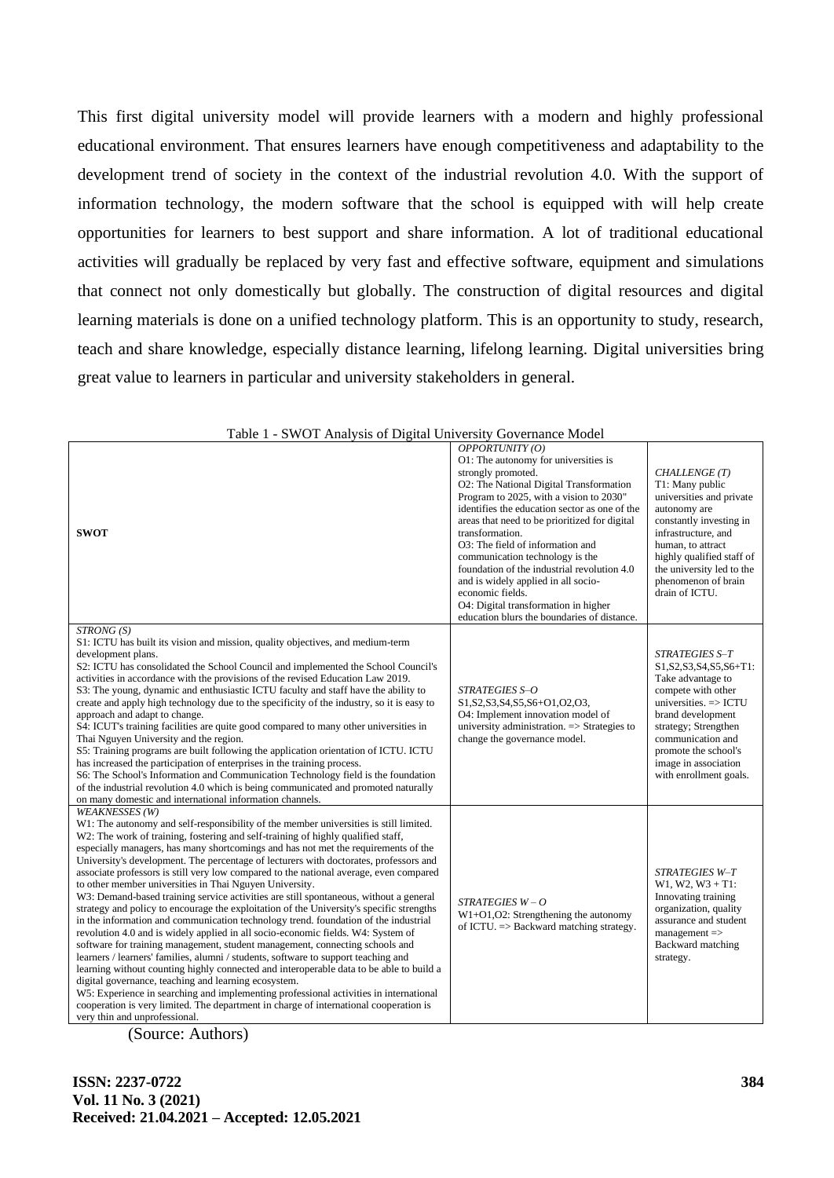This first digital university model will provide learners with a modern and highly professional educational environment. That ensures learners have enough competitiveness and adaptability to the development trend of society in the context of the industrial revolution 4.0. With the support of information technology, the modern software that the school is equipped with will help create opportunities for learners to best support and share information. A lot of traditional educational activities will gradually be replaced by very fast and effective software, equipment and simulations that connect not only domestically but globally. The construction of digital resources and digital learning materials is done on a unified technology platform. This is an opportunity to study, research, teach and share knowledge, especially distance learning, lifelong learning. Digital universities bring great value to learners in particular and university stakeholders in general.

Table 1 - SWOT Analysis of Digital University Governance Model

| **SWOT** | *OPPORTUNITY (O)*<br>O1: The autonomy for universities is strongly promoted.<br>O2: The National Digital Transformation Program to 2025, with a vision to 2030" identifies the education sector as one of the areas that need to be prioritized for digital transformation.<br>O3: The field of information and communication technology is the foundation of the industrial revolution 4.0 and is widely applied in all socio-economic fields.<br>O4: Digital transformation in higher education blurs the boundaries of distance. | *CHALLENGE (T)*<br>T1: Many public universities and private autonomy are constantly investing in infrastructure, and human, to attract highly qualified staff of the university led to the phenomenon of brain drain of ICTU. |
|---|---|---|
| *STRONG (S)*<br>S1: ICTU has built its vision and mission, quality objectives, and medium-term development plans.<br>S2: ICTU has consolidated the School Council and implemented the School Council's activities in accordance with the provisions of the revised Education Law 2019.<br>S3: The young, dynamic and enthusiastic ICTU faculty and staff have the ability to create and apply high technology due to the specificity of the industry, so it is easy to approach and adapt to change.<br>S4: ICUT's training facilities are quite good compared to many other universities in Thai Nguyen University and the region.<br>S5: Training programs are built following the application orientation of ICTU. ICTU has increased the participation of enterprises in the training process.<br>S6: The School's Information and Communication Technology field is the foundation of the industrial revolution 4.0 which is being communicated and promoted naturally on many domestic and international information channels. | *STRATEGIES S–O*<br>S1,S2,S3,S4,S5,S6+O1,O2,O3, O4: Implement innovation model of university administration. => Strategies to change the governance model. | *STRATEGIES S–T*<br>S1,S2,S3,S4,S5,S6+T1: Take advantage to compete with other universities. => ICTU brand development strategy; Strengthen communication and promote the school's image in association with enrollment goals. |
| *WEAKNESSES (W)*<br>W1: The autonomy and self-responsibility of the member universities is still limited.<br>W2: The work of training, fostering and self-training of highly qualified staff, especially managers, has many shortcomings and has not met the requirements of the University's development. The percentage of lecturers with doctorates, professors and associate professors is still very low compared to the national average, even compared to other member universities in Thai Nguyen University.<br>W3: Demand-based training service activities are still spontaneous, without a general strategy and policy to encourage the exploitation of the University's specific strengths in the information and communication technology trend. foundation of the industrial revolution 4.0 and is widely applied in all socio-economic fields. W4: System of software for training management, student management, connecting schools and learners / learners' families, alumni / students, software to support teaching and learning without counting highly connected and interoperable data to be able to build a digital governance, teaching and learning ecosystem.<br>W5: Experience in searching and implementing professional activities in international cooperation is very limited. The department in charge of international cooperation is very thin and unprofessional. | *STRATEGIES W – O*<br>W1+O1,O2: Strengthening the autonomy of ICTU. => Backward matching strategy. | *STRATEGIES W–T*<br>W1, W2, W3 + T1: Innovating training organization, quality assurance and student management => Backward matching strategy. |

(Source: Authors)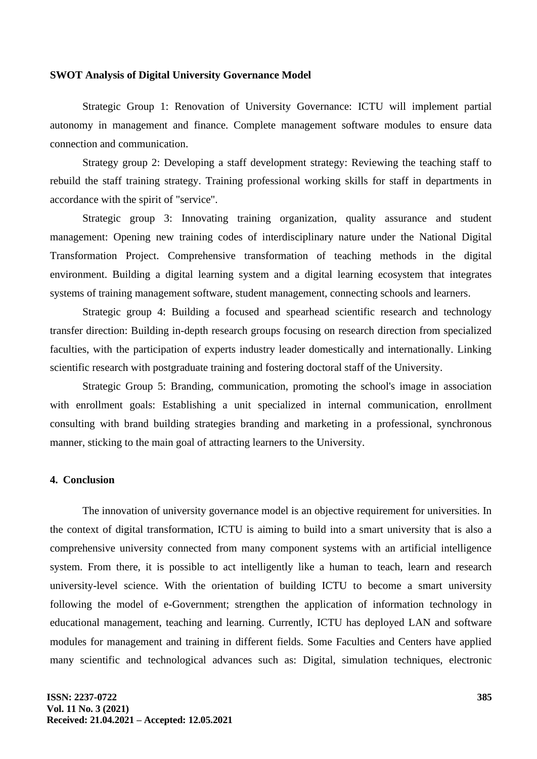**SWOT Analysis of Digital University Governance Model**

Strategic Group 1: Renovation of University Governance: ICTU will implement partial autonomy in management and finance. Complete management software modules to ensure data connection and communication.

Strategy group 2: Developing a staff development strategy: Reviewing the teaching staff to rebuild the staff training strategy. Training professional working skills for staff in departments in accordance with the spirit of "service".

Strategic group 3: Innovating training organization, quality assurance and student management: Opening new training codes of interdisciplinary nature under the National Digital Transformation Project. Comprehensive transformation of teaching methods in the digital environment. Building a digital learning system and a digital learning ecosystem that integrates systems of training management software, student management, connecting schools and learners.

Strategic group 4: Building a focused and spearhead scientific research and technology transfer direction: Building in-depth research groups focusing on research direction from specialized faculties, with the participation of experts industry leader domestically and internationally. Linking scientific research with postgraduate training and fostering doctoral staff of the University.

Strategic Group 5: Branding, communication, promoting the school's image in association with enrollment goals: Establishing a unit specialized in internal communication, enrollment consulting with brand building strategies branding and marketing in a professional, synchronous manner, sticking to the main goal of attracting learners to the University.

## 4. Conclusion

The innovation of university governance model is an objective requirement for universities. In the context of digital transformation, ICTU is aiming to build into a smart university that is also a comprehensive university connected from many component systems with an artificial intelligence system. From there, it is possible to act intelligently like a human to teach, learn and research university-level science. With the orientation of building ICTU to become a smart university following the model of e-Government; strengthen the application of information technology in educational management, teaching and learning. Currently, ICTU has deployed LAN and software modules for management and training in different fields. Some Faculties and Centers have applied many scientific and technological advances such as: Digital, simulation techniques, electronic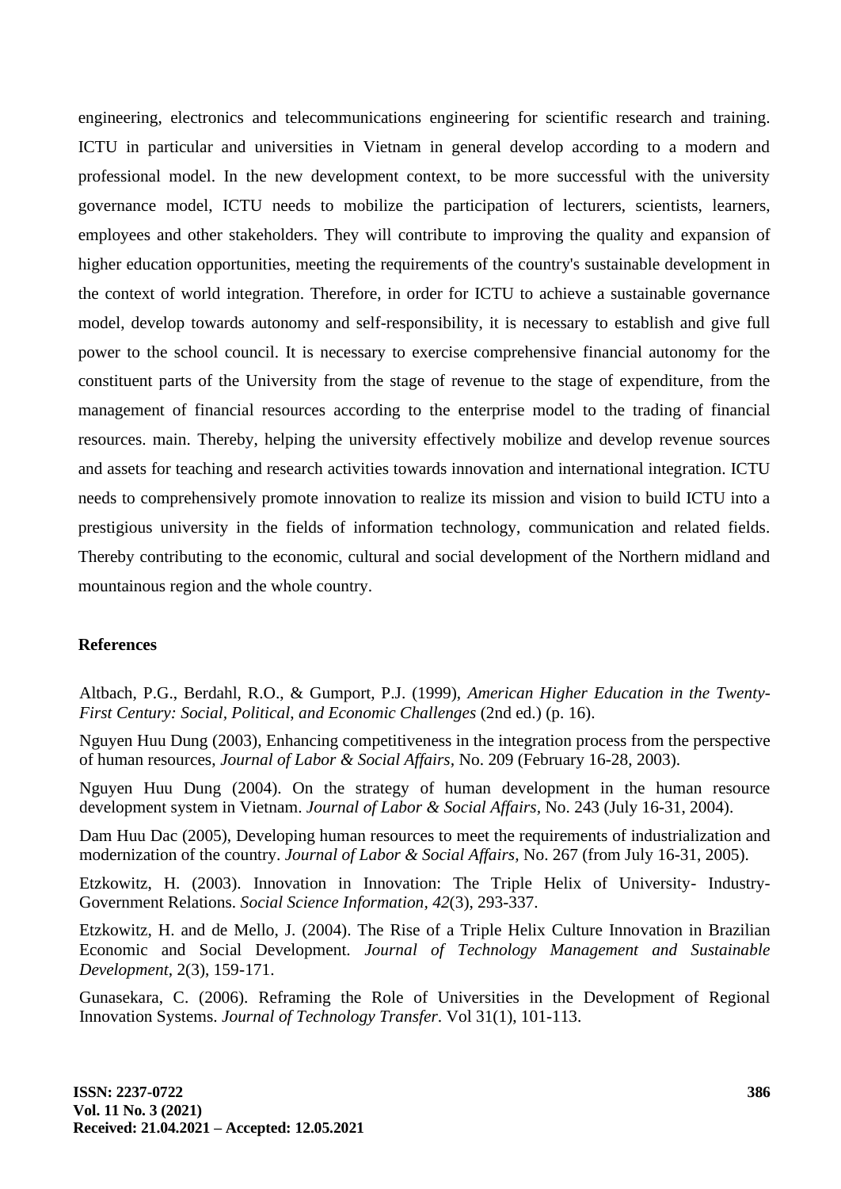engineering, electronics and telecommunications engineering for scientific research and training. ICTU in particular and universities in Vietnam in general develop according to a modern and professional model. In the new development context, to be more successful with the university governance model, ICTU needs to mobilize the participation of lecturers, scientists, learners, employees and other stakeholders. They will contribute to improving the quality and expansion of higher education opportunities, meeting the requirements of the country's sustainable development in the context of world integration. Therefore, in order for ICTU to achieve a sustainable governance model, develop towards autonomy and self-responsibility, it is necessary to establish and give full power to the school council. It is necessary to exercise comprehensive financial autonomy for the constituent parts of the University from the stage of revenue to the stage of expenditure, from the management of financial resources according to the enterprise model to the trading of financial resources. main. Thereby, helping the university effectively mobilize and develop revenue sources and assets for teaching and research activities towards innovation and international integration. ICTU needs to comprehensively promote innovation to realize its mission and vision to build ICTU into a prestigious university in the fields of information technology, communication and related fields. Thereby contributing to the economic, cultural and social development of the Northern midland and mountainous region and the whole country.

## References

Altbach, P.G., Berdahl, R.O., & Gumport, P.J. (1999), *American Higher Education in the Twenty-First Century: Social, Political, and Economic Challenges* (2nd ed.) (p. 16).

Nguyen Huu Dung (2003), Enhancing competitiveness in the integration process from the perspective of human resources, *Journal of Labor & Social Affairs*, No. 209 (February 16-28, 2003).

Nguyen Huu Dung (2004). On the strategy of human development in the human resource development system in Vietnam. *Journal of Labor & Social Affairs*, No. 243 (July 16-31, 2004).

Dam Huu Dac (2005), Developing human resources to meet the requirements of industrialization and modernization of the country. *Journal of Labor & Social Affairs*, No. 267 (from July 16-31, 2005).

Etzkowitz, H. (2003). Innovation in Innovation: The Triple Helix of University- Industry-Government Relations. *Social Science Information*, *42*(3), 293-337.

Etzkowitz, H. and de Mello, J. (2004). The Rise of a Triple Helix Culture Innovation in Brazilian Economic and Social Development. *Journal of Technology Management and Sustainable Development*, 2(3), 159-171.

Gunasekara, C. (2006). Reframing the Role of Universities in the Development of Regional Innovation Systems. *Journal of Technology Transfer*. Vol 31(1), 101-113.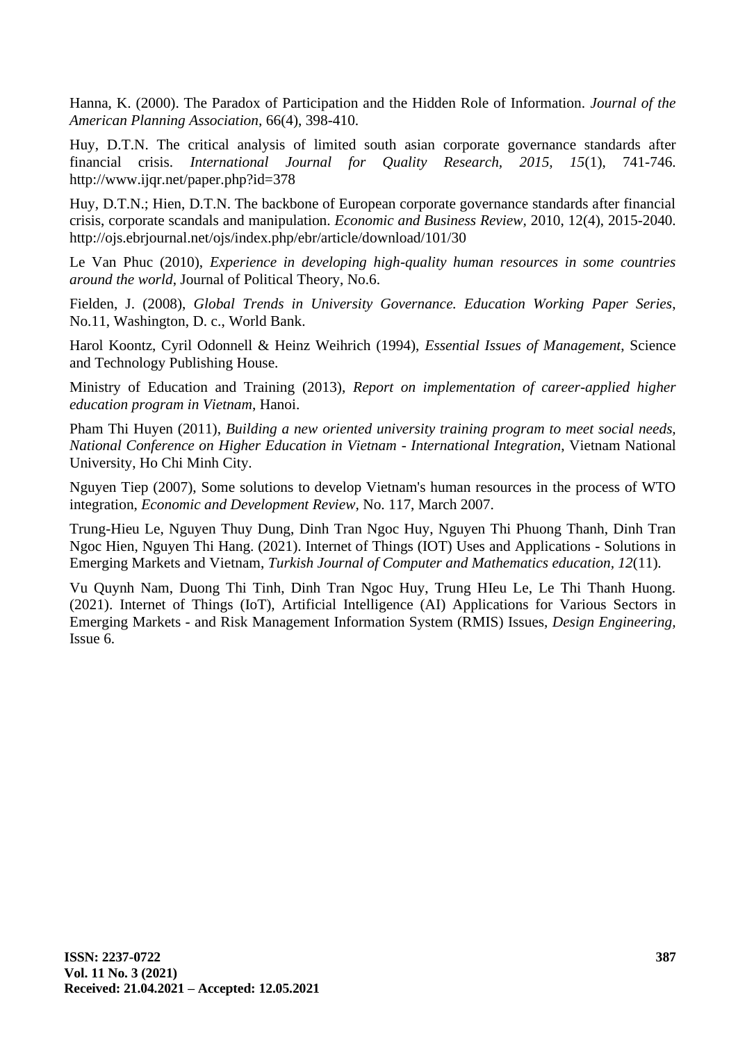Hanna, K. (2000). The Paradox of Participation and the Hidden Role of Information. *Journal of the American Planning Association,* 66(4), 398-410.

Huy, D.T.N. The critical analysis of limited south asian corporate governance standards after financial crisis. *International Journal for Quality Research, 2015, 15*(1), 741-746. http://www.ijqr.net/paper.php?id=378

Huy, D.T.N.; Hien, D.T.N. The backbone of European corporate governance standards after financial crisis, corporate scandals and manipulation. *Economic and Business Review,* 2010, 12(4), 2015-2040. http://ojs.ebrjournal.net/ojs/index.php/ebr/article/download/101/30

Le Van Phuc (2010), *Experience in developing high-quality human resources in some countries around the world*, Journal of Political Theory, No.6.

Fielden, J. (2008), *Global Trends in University Governance. Education Working Paper Series*, No.11, Washington, D. c., World Bank.

Harol Koontz, Cyril Odonnell & Heinz Weihrich (1994), *Essential Issues of Management*, Science and Technology Publishing House.

Ministry of Education and Training (2013), *Report on implementation of career-applied higher education program in Vietnam*, Hanoi.

Pham Thi Huyen (2011), *Building a new oriented university training program to meet social needs, National Conference on Higher Education in Vietnam - International Integration*, Vietnam National University, Ho Chi Minh City.

Nguyen Tiep (2007), Some solutions to develop Vietnam's human resources in the process of WTO integration, *Economic and Development Review,* No. 117, March 2007.

Trung-Hieu Le, Nguyen Thuy Dung, Dinh Tran Ngoc Huy, Nguyen Thi Phuong Thanh, Dinh Tran Ngoc Hien, Nguyen Thi Hang. (2021). Internet of Things (IOT) Uses and Applications - Solutions in Emerging Markets and Vietnam, *Turkish Journal of Computer and Mathematics education, 12*(11).

Vu Quynh Nam, Duong Thi Tinh, Dinh Tran Ngoc Huy, Trung HIeu Le, Le Thi Thanh Huong. (2021). Internet of Things (IoT), Artificial Intelligence (AI) Applications for Various Sectors in Emerging Markets - and Risk Management Information System (RMIS) Issues, *Design Engineering,* Issue 6.